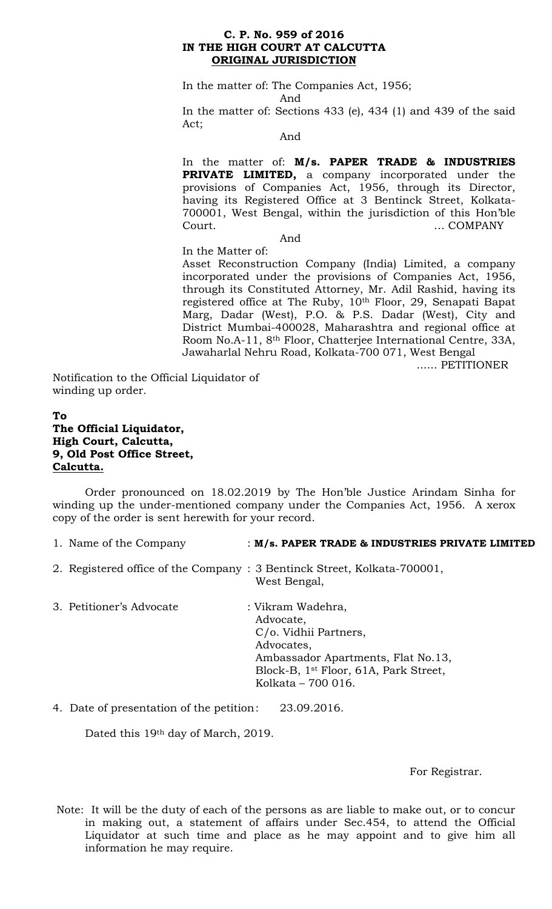**C. P. No. 959 of 2016**
**IN THE HIGH COURT AT CALCUTTA**
**ORIGINAL JURISDICTION**

In the matter of: The Companies Act, 1956;

And

In the matter of: Sections 433 (e), 434 (1) and 439 of the said Act;

And

In the matter of: **M/s. PAPER TRADE & INDUSTRIES PRIVATE LIMITED,** a company incorporated under the provisions of Companies Act, 1956, through its Director, having its Registered Office at 3 Bentinck Street, Kolkata-700001, West Bengal, within the jurisdiction of this Hon'ble Court. ... COMPANY

And

In the Matter of:

Asset Reconstruction Company (India) Limited, a company incorporated under the provisions of Companies Act, 1956, through its Constituted Attorney, Mr. Adil Rashid, having its registered office at The Ruby, 10th Floor, 29, Senapati Bapat Marg, Dadar (West), P.O. & P.S. Dadar (West), City and District Mumbai-400028, Maharashtra and regional office at Room No.A-11, 8th Floor, Chatterjee International Centre, 33A, Jawaharlal Nehru Road, Kolkata-700 071, West Bengal

...... PETITIONER

Notification to the Official Liquidator of winding up order.

**To**
**The Official Liquidator,**
**High Court, Calcutta,**
**9, Old Post Office Street,**
**Calcutta.**

Order pronounced on 18.02.2019 by The Hon'ble Justice Arindam Sinha for winding up the under-mentioned company under the Companies Act, 1956. A xerox copy of the order is sent herewith for your record.

1. Name of the Company : **M/s. PAPER TRADE & INDUSTRIES PRIVATE LIMITED**
2. Registered office of the Company : 3 Bentinck Street, Kolkata-700001, West Bengal,
3. Petitioner's Advocate : Vikram Wadehra, Advocate, C/o. Vidhii Partners, Advocates, Ambassador Apartments, Flat No.13, Block-B, 1st Floor, 61A, Park Street, Kolkata – 700 016.
4. Date of presentation of the petition: 23.09.2016.

Dated this 19th day of March, 2019.

For Registrar.

Note: It will be the duty of each of the persons as are liable to make out, or to concur in making out, a statement of affairs under Sec.454, to attend the Official Liquidator at such time and place as he may appoint and to give him all information he may require.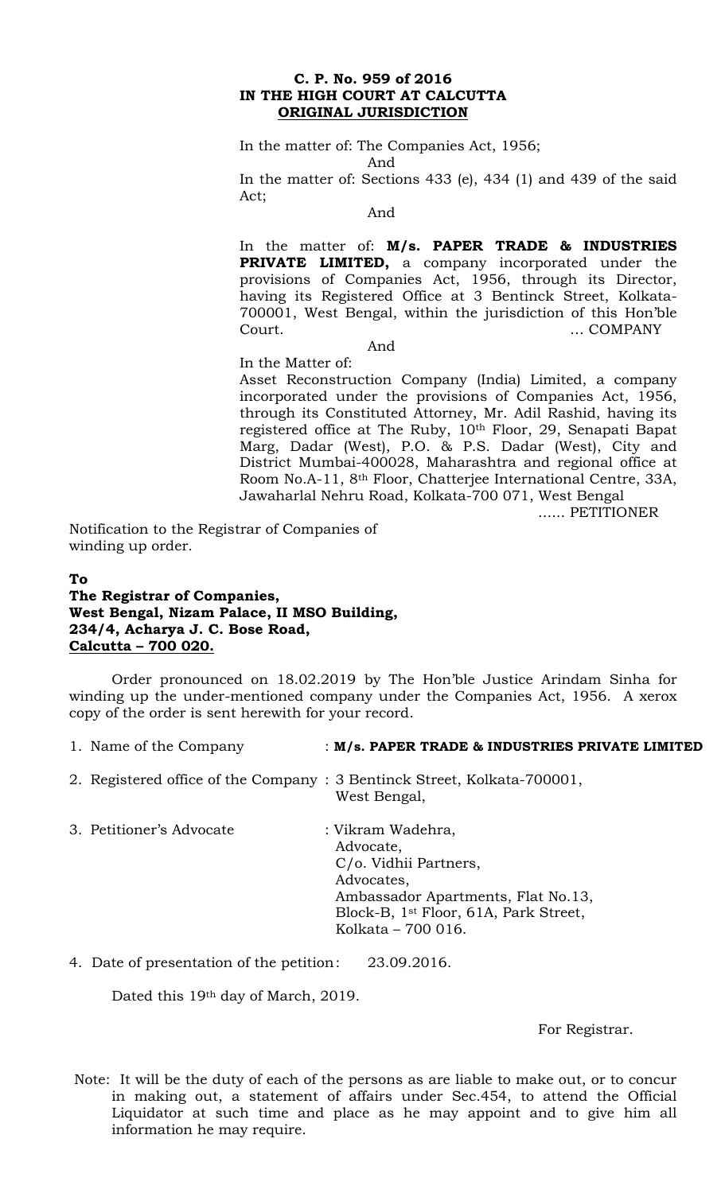**C. P. No. 959 of 2016**
**IN THE HIGH COURT AT CALCUTTA**
**ORIGINAL JURISDICTION**

In the matter of: The Companies Act, 1956;

And

In the matter of: Sections 433 (e), 434 (1) and 439 of the said Act;

And

In the matter of: **M/s. PAPER TRADE & INDUSTRIES PRIVATE LIMITED,** a company incorporated under the provisions of Companies Act, 1956, through its Director, having its Registered Office at 3 Bentinck Street, Kolkata-700001, West Bengal, within the jurisdiction of this Hon'ble Court. … COMPANY

And

In the Matter of:
Asset Reconstruction Company (India) Limited, a company incorporated under the provisions of Companies Act, 1956, through its Constituted Attorney, Mr. Adil Rashid, having its registered office at The Ruby, 10th Floor, 29, Senapati Bapat Marg, Dadar (West), P.O. & P.S. Dadar (West), City and District Mumbai-400028, Maharashtra and regional office at Room No.A-11, 8th Floor, Chatterjee International Centre, 33A, Jawaharlal Nehru Road, Kolkata-700 071, West Bengal

…… PETITIONER

Notification to the Registrar of Companies of winding up order.

**To**
**The Registrar of Companies,**
**West Bengal, Nizam Palace, II MSO Building,**
**234/4, Acharya J. C. Bose Road,**
**Calcutta – 700 020.**

Order pronounced on 18.02.2019 by The Hon'ble Justice Arindam Sinha for winding up the under-mentioned company under the Companies Act, 1956. A xerox copy of the order is sent herewith for your record.

1. Name of the Company : **M/s. PAPER TRADE & INDUSTRIES PRIVATE LIMITED**
2. Registered office of the Company : 3 Bentinck Street, Kolkata-700001, West Bengal,
3. Petitioner's Advocate : Vikram Wadehra, Advocate, C/o. Vidhii Partners, Advocates, Ambassador Apartments, Flat No.13, Block-B, 1st Floor, 61A, Park Street, Kolkata – 700 016.
4. Date of presentation of the petition: 23.09.2016.

Dated this 19th day of March, 2019.

For Registrar.

Note: It will be the duty of each of the persons as are liable to make out, or to concur in making out, a statement of affairs under Sec.454, to attend the Official Liquidator at such time and place as he may appoint and to give him all information he may require.